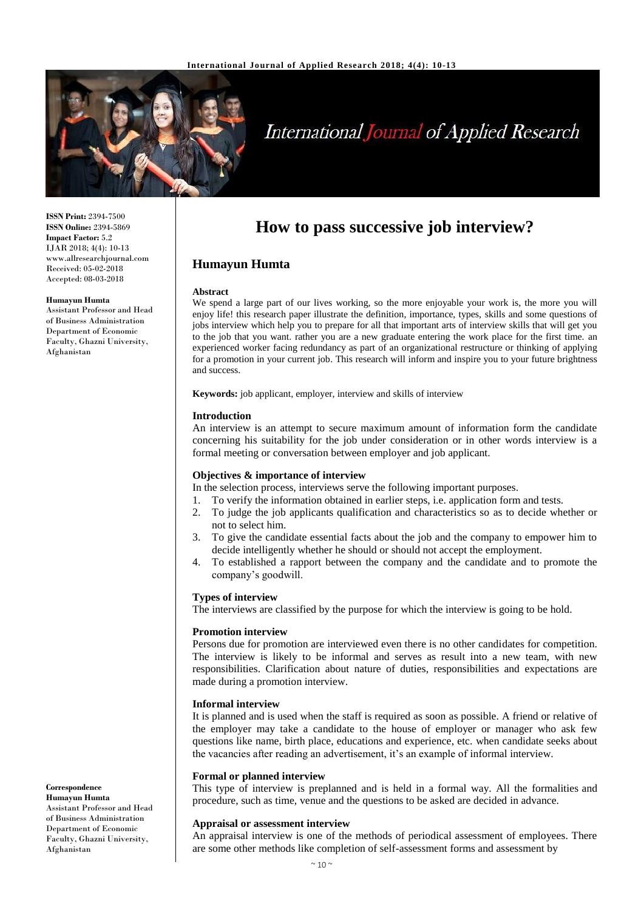ISSN Print: 2394-7500
ISSN Online: 2394-5869
Impact Factor: 5.2
IJAR 2018; 4(4): 10-13
www.allresearchjournal.com
Received: 05-02-2018
Accepted: 08-03-2018

**Humayun Humta**
Assistant Professor and Head of Business Administration Department of Economic Faculty, Ghazni University, Afghanistan

**Correspondence**
**Humayun Humta**
Assistant Professor and Head of Business Administration Department of Economic Faculty, Ghazni University, Afghanistan

# How to pass successive job interview?

## Humayun Humta

**Abstract**

We spend a large part of our lives working, so the more enjoyable your work is, the more you will enjoy life! this research paper illustrate the definition, importance, types, skills and some questions of jobs interview which help you to prepare for all that important arts of interview skills that will get you to the job that you want. rather you are a new graduate entering the work place for the first time. an experienced worker facing redundancy as part of an organizational restructure or thinking of applying for a promotion in your current job. This research will inform and inspire you to your future brightness and success.

**Keywords:** job applicant, employer, interview and skills of interview

### Introduction

An interview is an attempt to secure maximum amount of information form the candidate concerning his suitability for the job under consideration or in other words interview is a formal meeting or conversation between employer and job applicant.

### Objectives & importance of interview

In the selection process, interviews serve the following important purposes.

1. To verify the information obtained in earlier steps, i.e. application form and tests.
2. To judge the job applicants qualification and characteristics so as to decide whether or not to select him.
3. To give the candidate essential facts about the job and the company to empower him to decide intelligently whether he should or should not accept the employment.
4. To established a rapport between the company and the candidate and to promote the company's goodwill.

### Types of interview

The interviews are classified by the purpose for which the interview is going to be hold.

### Promotion interview

Persons due for promotion are interviewed even there is no other candidates for competition. The interview is likely to be informal and serves as result into a new team, with new responsibilities. Clarification about nature of duties, responsibilities and expectations are made during a promotion interview.

### Informal interview

It is planned and is used when the staff is required as soon as possible. A friend or relative of the employer may take a candidate to the house of employer or manager who ask few questions like name, birth place, educations and experience, etc. when candidate seeks about the vacancies after reading an advertisement, it's an example of informal interview.

### Formal or planned interview

This type of interview is preplanned and is held in a formal way. All the formalities and procedure, such as time, venue and the questions to be asked are decided in advance.

### Appraisal or assessment interview

An appraisal interview is one of the methods of periodical assessment of employees. There are some other methods like completion of self-assessment forms and assessment by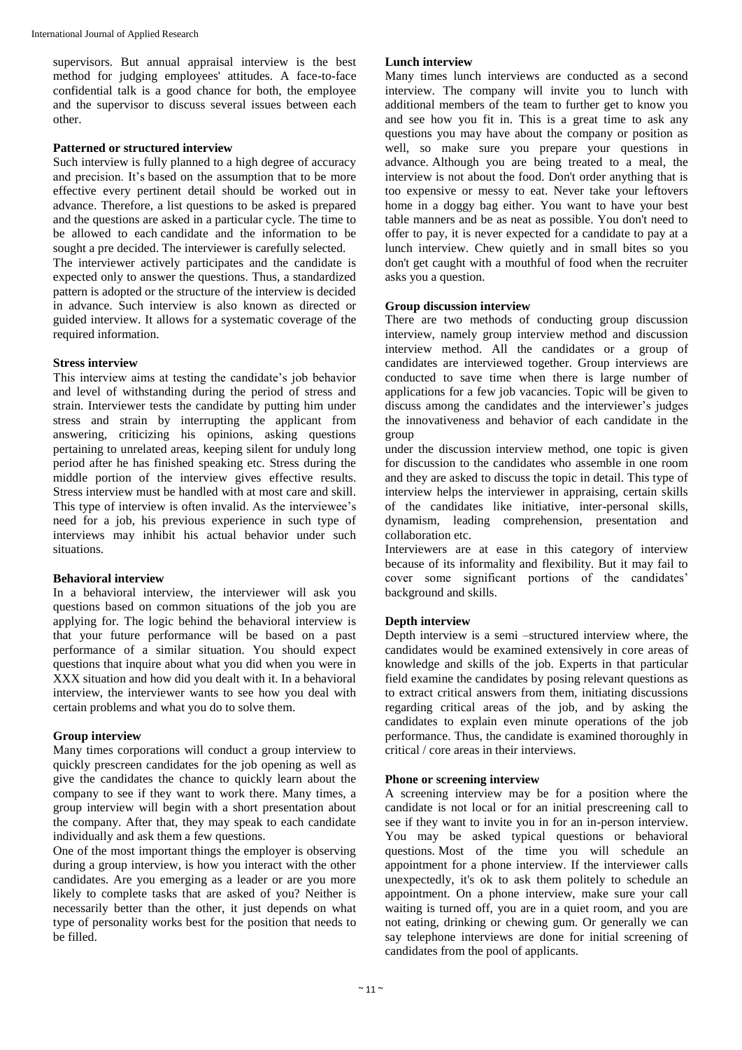supervisors. But annual appraisal interview is the best method for judging employees' attitudes. A face-to-face confidential talk is a good chance for both, the employee and the supervisor to discuss several issues between each other.

**Patterned or structured interview**

Such interview is fully planned to a high degree of accuracy and precision. It's based on the assumption that to be more effective every pertinent detail should be worked out in advance. Therefore, a list questions to be asked is prepared and the questions are asked in a particular cycle. The time to be allowed to each candidate and the information to be sought a pre decided. The interviewer is carefully selected.

The interviewer actively participates and the candidate is expected only to answer the questions. Thus, a standardized pattern is adopted or the structure of the interview is decided in advance. Such interview is also known as directed or guided interview. It allows for a systematic coverage of the required information.

**Stress interview**

This interview aims at testing the candidate's job behavior and level of withstanding during the period of stress and strain. Interviewer tests the candidate by putting him under stress and strain by interrupting the applicant from answering, criticizing his opinions, asking questions pertaining to unrelated areas, keeping silent for unduly long period after he has finished speaking etc. Stress during the middle portion of the interview gives effective results. Stress interview must be handled with at most care and skill. This type of interview is often invalid. As the interviewee's need for a job, his previous experience in such type of interviews may inhibit his actual behavior under such situations.

**Behavioral interview**

In a behavioral interview, the interviewer will ask you questions based on common situations of the job you are applying for. The logic behind the behavioral interview is that your future performance will be based on a past performance of a similar situation. You should expect questions that inquire about what you did when you were in XXX situation and how did you dealt with it. In a behavioral interview, the interviewer wants to see how you deal with certain problems and what you do to solve them.

**Group interview**

Many times corporations will conduct a group interview to quickly prescreen candidates for the job opening as well as give the candidates the chance to quickly learn about the company to see if they want to work there. Many times, a group interview will begin with a short presentation about the company. After that, they may speak to each candidate individually and ask them a few questions.

One of the most important things the employer is observing during a group interview, is how you interact with the other candidates. Are you emerging as a leader or are you more likely to complete tasks that are asked of you? Neither is necessarily better than the other, it just depends on what type of personality works best for the position that needs to be filled.

**Lunch interview**

Many times lunch interviews are conducted as a second interview. The company will invite you to lunch with additional members of the team to further get to know you and see how you fit in. This is a great time to ask any questions you may have about the company or position as well, so make sure you prepare your questions in advance. Although you are being treated to a meal, the interview is not about the food. Don't order anything that is too expensive or messy to eat. Never take your leftovers home in a doggy bag either. You want to have your best table manners and be as neat as possible. You don't need to offer to pay, it is never expected for a candidate to pay at a lunch interview. Chew quietly and in small bites so you don't get caught with a mouthful of food when the recruiter asks you a question.

**Group discussion interview**

There are two methods of conducting group discussion interview, namely group interview method and discussion interview method. All the candidates or a group of candidates are interviewed together. Group interviews are conducted to save time when there is large number of applications for a few job vacancies. Topic will be given to discuss among the candidates and the interviewer's judges the innovativeness and behavior of each candidate in the group

under the discussion interview method, one topic is given for discussion to the candidates who assemble in one room and they are asked to discuss the topic in detail. This type of interview helps the interviewer in appraising, certain skills of the candidates like initiative, inter-personal skills, dynamism, leading comprehension, presentation and collaboration etc.

Interviewers are at ease in this category of interview because of its informality and flexibility. But it may fail to cover some significant portions of the candidates' background and skills.

**Depth interview**

Depth interview is a semi –structured interview where, the candidates would be examined extensively in core areas of knowledge and skills of the job. Experts in that particular field examine the candidates by posing relevant questions as to extract critical answers from them, initiating discussions regarding critical areas of the job, and by asking the candidates to explain even minute operations of the job performance. Thus, the candidate is examined thoroughly in critical / core areas in their interviews.

**Phone or screening interview**

A screening interview may be for a position where the candidate is not local or for an initial prescreening call to see if they want to invite you in for an in-person interview. You may be asked typical questions or behavioral questions. Most of the time you will schedule an appointment for a phone interview. If the interviewer calls unexpectedly, it's ok to ask them politely to schedule an appointment. On a phone interview, make sure your call waiting is turned off, you are in a quiet room, and you are not eating, drinking or chewing gum. Or generally we can say telephone interviews are done for initial screening of candidates from the pool of applicants.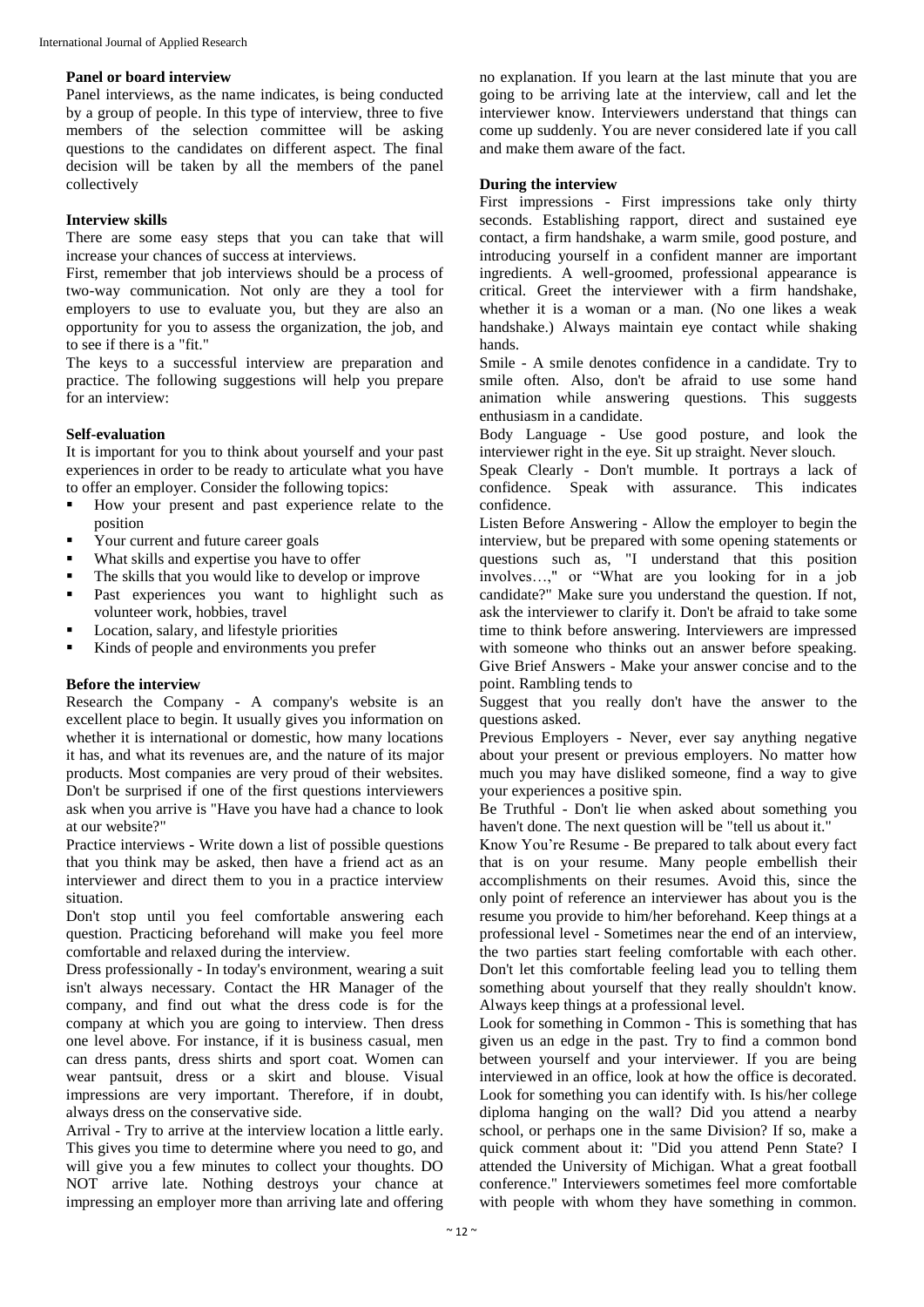### Panel or board interview

Panel interviews, as the name indicates, is being conducted by a group of people. In this type of interview, three to five members of the selection committee will be asking questions to the candidates on different aspect. The final decision will be taken by all the members of the panel collectively

### Interview skills

There are some easy steps that you can take that will increase your chances of success at interviews.

First, remember that job interviews should be a process of two-way communication. Not only are they a tool for employers to use to evaluate you, but they are also an opportunity for you to assess the organization, the job, and to see if there is a "fit."

The keys to a successful interview are preparation and practice. The following suggestions will help you prepare for an interview:

### Self-evaluation

It is important for you to think about yourself and your past experiences in order to be ready to articulate what you have to offer an employer. Consider the following topics:

- How your present and past experience relate to the position
- Your current and future career goals
- What skills and expertise you have to offer
- The skills that you would like to develop or improve
- Past experiences you want to highlight such as volunteer work, hobbies, travel
- Location, salary, and lifestyle priorities
- Kinds of people and environments you prefer

### Before the interview

Research the Company - A company's website is an excellent place to begin. It usually gives you information on whether it is international or domestic, how many locations it has, and what its revenues are, and the nature of its major products. Most companies are very proud of their websites. Don't be surprised if one of the first questions interviewers ask when you arrive is "Have you have had a chance to look at our website?"

Practice interviews - Write down a list of possible questions that you think may be asked, then have a friend act as an interviewer and direct them to you in a practice interview situation.

Don't stop until you feel comfortable answering each question. Practicing beforehand will make you feel more comfortable and relaxed during the interview.

Dress professionally - In today's environment, wearing a suit isn't always necessary. Contact the HR Manager of the company, and find out what the dress code is for the company at which you are going to interview. Then dress one level above. For instance, if it is business casual, men can dress pants, dress shirts and sport coat. Women can wear pantsuit, dress or a skirt and blouse. Visual impressions are very important. Therefore, if in doubt, always dress on the conservative side.

Arrival - Try to arrive at the interview location a little early. This gives you time to determine where you need to go, and will give you a few minutes to collect your thoughts. DO NOT arrive late. Nothing destroys your chance at impressing an employer more than arriving late and offering no explanation. If you learn at the last minute that you are going to be arriving late at the interview, call and let the interviewer know. Interviewers understand that things can come up suddenly. You are never considered late if you call and make them aware of the fact.

### During the interview

First impressions - First impressions take only thirty seconds. Establishing rapport, direct and sustained eye contact, a firm handshake, a warm smile, good posture, and introducing yourself in a confident manner are important ingredients. A well-groomed, professional appearance is critical. Greet the interviewer with a firm handshake, whether it is a woman or a man. (No one likes a weak handshake.) Always maintain eye contact while shaking hands.

Smile - A smile denotes confidence in a candidate. Try to smile often. Also, don't be afraid to use some hand animation while answering questions. This suggests enthusiasm in a candidate.

Body Language - Use good posture, and look the interviewer right in the eye. Sit up straight. Never slouch.

Speak Clearly - Don't mumble. It portrays a lack of confidence. Speak with assurance. This indicates confidence.

Listen Before Answering - Allow the employer to begin the interview, but be prepared with some opening statements or questions such as, "I understand that this position involves…," or "What are you looking for in a job candidate?" Make sure you understand the question. If not, ask the interviewer to clarify it. Don't be afraid to take some time to think before answering. Interviewers are impressed with someone who thinks out an answer before speaking.

Give Brief Answers - Make your answer concise and to the point. Rambling tends to

Suggest that you really don't have the answer to the questions asked.

Previous Employers - Never, ever say anything negative about your present or previous employers. No matter how much you may have disliked someone, find a way to give your experiences a positive spin.

Be Truthful - Don't lie when asked about something you haven't done. The next question will be "tell us about it."

Know You're Resume - Be prepared to talk about every fact that is on your resume. Many people embellish their accomplishments on their resumes. Avoid this, since the only point of reference an interviewer has about you is the resume you provide to him/her beforehand. Keep things at a professional level - Sometimes near the end of an interview, the two parties start feeling comfortable with each other. Don't let this comfortable feeling lead you to telling them something about yourself that they really shouldn't know. Always keep things at a professional level.

Look for something in Common - This is something that has given us an edge in the past. Try to find a common bond between yourself and your interviewer. If you are being interviewed in an office, look at how the office is decorated. Look for something you can identify with. Is his/her college diploma hanging on the wall? Did you attend a nearby school, or perhaps one in the same Division? If so, make a quick comment about it: "Did you attend Penn State? I attended the University of Michigan. What a great football conference." Interviewers sometimes feel more comfortable with people with whom they have something in common.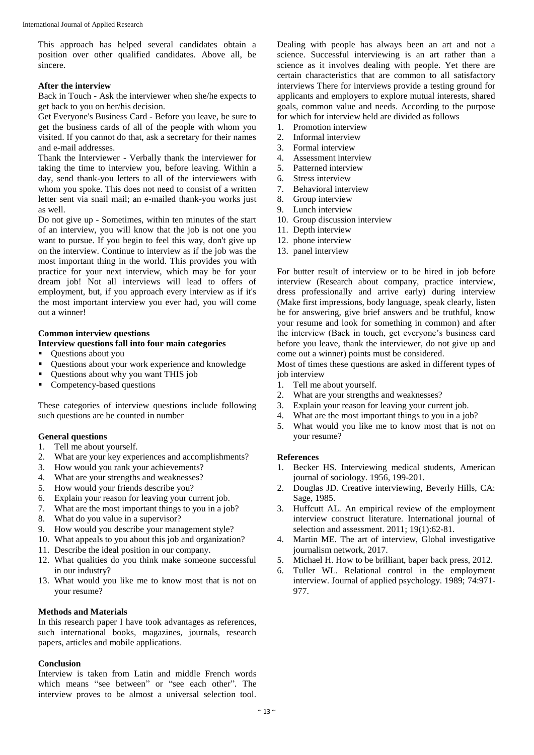This approach has helped several candidates obtain a position over other qualified candidates. Above all, be sincere.

**After the interview**

Back in Touch - Ask the interviewer when she/he expects to get back to you on her/his decision.

Get Everyone's Business Card - Before you leave, be sure to get the business cards of all of the people with whom you visited. If you cannot do that, ask a secretary for their names and e-mail addresses.

Thank the Interviewer - Verbally thank the interviewer for taking the time to interview you, before leaving. Within a day, send thank-you letters to all of the interviewers with whom you spoke. This does not need to consist of a written letter sent via snail mail; an e-mailed thank-you works just as well.

Do not give up - Sometimes, within ten minutes of the start of an interview, you will know that the job is not one you want to pursue. If you begin to feel this way, don't give up on the interview. Continue to interview as if the job was the most important thing in the world. This provides you with practice for your next interview, which may be for your dream job! Not all interviews will lead to offers of employment, but, if you approach every interview as if it's the most important interview you ever had, you will come out a winner!

**Common interview questions**

**Interview questions fall into four main categories**

- Questions about you
- Questions about your work experience and knowledge
- Questions about why you want THIS job
- Competency-based questions

These categories of interview questions include following such questions are be counted in number

**General questions**

1. Tell me about yourself.
2. What are your key experiences and accomplishments?
3. How would you rank your achievements?
4. What are your strengths and weaknesses?
5. How would your friends describe you?
6. Explain your reason for leaving your current job.
7. What are the most important things to you in a job?
8. What do you value in a supervisor?
9. How would you describe your management style?
10. What appeals to you about this job and organization?
11. Describe the ideal position in our company.
12. What qualities do you think make someone successful in our industry?
13. What would you like me to know most that is not on your resume?

**Methods and Materials**

In this research paper I have took advantages as references, such international books, magazines, journals, research papers, articles and mobile applications.

**Conclusion**

Interview is taken from Latin and middle French words which means "see between" or "see each other". The interview proves to be almost a universal selection tool. Dealing with people has always been an art and not a science. Successful interviewing is an art rather than a science as it involves dealing with people. Yet there are certain characteristics that are common to all satisfactory interviews There for interviews provide a testing ground for applicants and employers to explore mutual interests, shared goals, common value and needs. According to the purpose for which for interview held are divided as follows

1. Promotion interview
2. Informal interview
3. Formal interview
4. Assessment interview
5. Patterned interview
6. Stress interview
7. Behavioral interview
8. Group interview
9. Lunch interview
10. Group discussion interview
11. Depth interview
12. phone interview
13. panel interview

For butter result of interview or to be hired in job before interview (Research about company, practice interview, dress professionally and arrive early) during interview (Make first impressions, body language, speak clearly, listen be for answering, give brief answers and be truthful, know your resume and look for something in common) and after the interview (Back in touch, get everyone's business card before you leave, thank the interviewer, do not give up and come out a winner) points must be considered.

Most of times these questions are asked in different types of job interview

1. Tell me about yourself.
2. What are your strengths and weaknesses?
3. Explain your reason for leaving your current job.
4. What are the most important things to you in a job?
5. What would you like me to know most that is not on your resume?

**References**

1. Becker HS. Interviewing medical students, American journal of sociology. 1956, 199-201.
2. Douglas JD. Creative interviewing, Beverly Hills, CA: Sage, 1985.
3. Huffcutt AL. An empirical review of the employment interview construct literature. International journal of selection and assessment. 2011; 19(1):62-81.
4. Martin ME. The art of interview, Global investigative journalism network, 2017.
5. Michael H. How to be brilliant, baper back press, 2012.
6. Tuller WL. Relational control in the employment interview. Journal of applied psychology. 1989; 74:971-977.